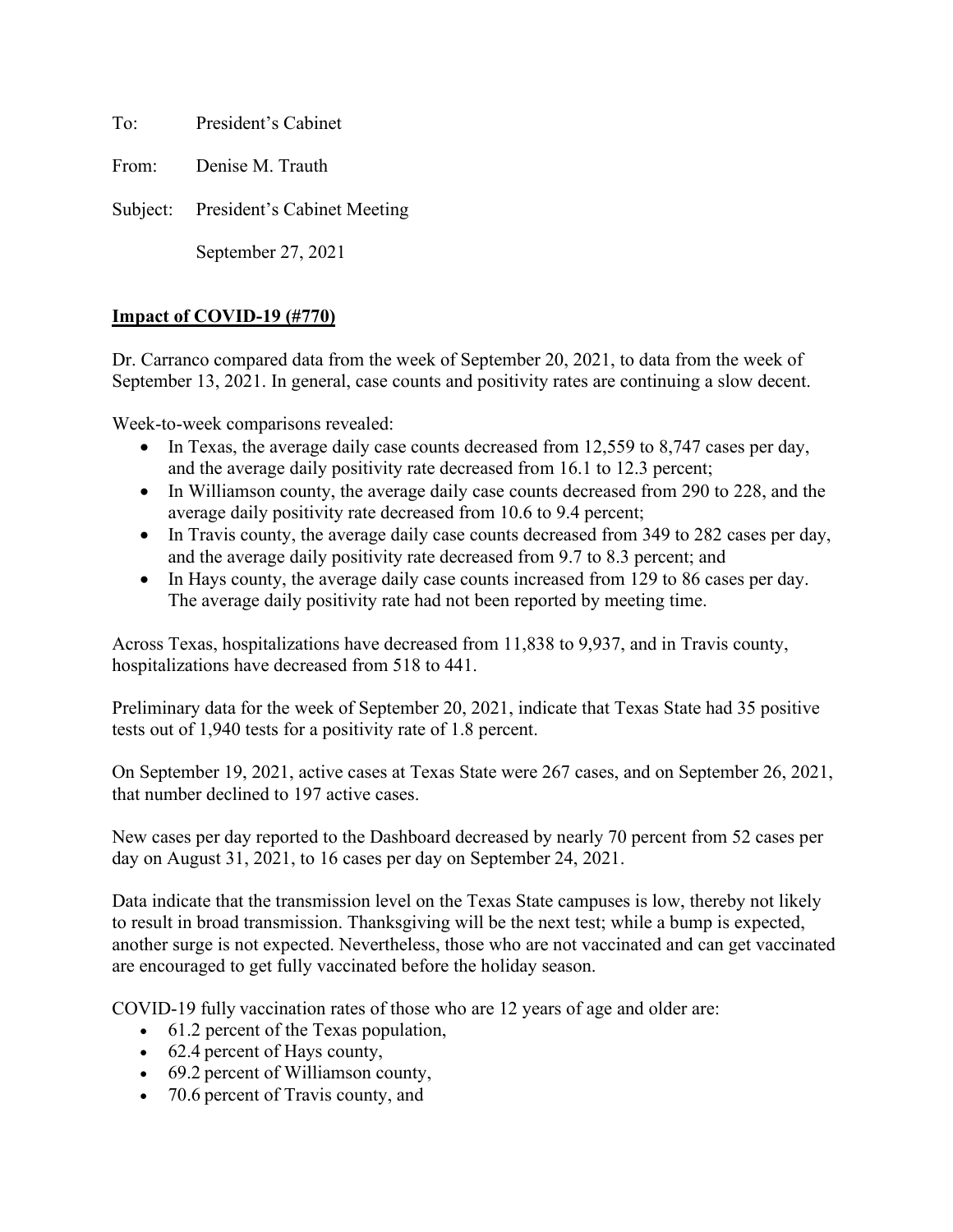To: President's Cabinet

From: Denise M. Trauth

Subject: President's Cabinet Meeting

September 27, 2021

**Impact of COVID-19 (#770)**

Dr. Carranco compared data from the week of September 20, 2021, to data from the week of September 13, 2021. In general, case counts and positivity rates are continuing a slow decent.

Week-to-week comparisons revealed:

- In Texas, the average daily case counts decreased from 12,559 to 8,747 cases per day, and the average daily positivity rate decreased from 16.1 to 12.3 percent;
- In Williamson county, the average daily case counts decreased from 290 to 228, and the average daily positivity rate decreased from 10.6 to 9.4 percent;
- In Travis county, the average daily case counts decreased from 349 to 282 cases per day, and the average daily positivity rate decreased from 9.7 to 8.3 percent; and
- In Hays county, the average daily case counts increased from 129 to 86 cases per day. The average daily positivity rate had not been reported by meeting time.

Across Texas, hospitalizations have decreased from 11,838 to 9,937, and in Travis county, hospitalizations have decreased from 518 to 441.

Preliminary data for the week of September 20, 2021, indicate that Texas State had 35 positive tests out of 1,940 tests for a positivity rate of 1.8 percent.

On September 19, 2021, active cases at Texas State were 267 cases, and on September 26, 2021, that number declined to 197 active cases.

New cases per day reported to the Dashboard decreased by nearly 70 percent from 52 cases per day on August 31, 2021, to 16 cases per day on September 24, 2021.

Data indicate that the transmission level on the Texas State campuses is low, thereby not likely to result in broad transmission. Thanksgiving will be the next test; while a bump is expected, another surge is not expected. Nevertheless, those who are not vaccinated and can get vaccinated are encouraged to get fully vaccinated before the holiday season.

COVID-19 fully vaccination rates of those who are 12 years of age and older are:

- 61.2 percent of the Texas population,
- 62.4 percent of Hays county,
- 69.2 percent of Williamson county,
- 70.6 percent of Travis county, and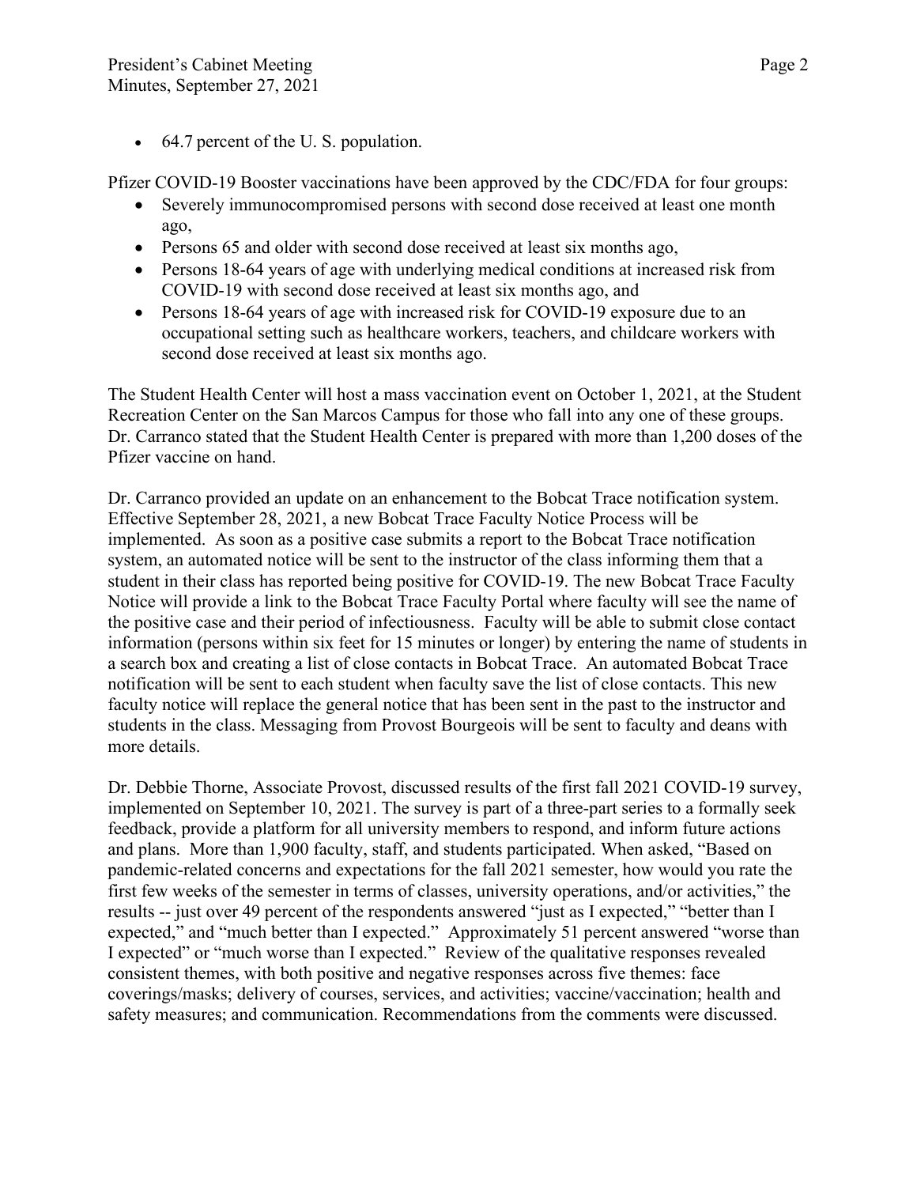- 64.7 percent of the U. S. population.

Pfizer COVID-19 Booster vaccinations have been approved by the CDC/FDA for four groups:

- Severely immunocompromised persons with second dose received at least one month ago,
- Persons 65 and older with second dose received at least six months ago,
- Persons 18-64 years of age with underlying medical conditions at increased risk from COVID-19 with second dose received at least six months ago, and
- Persons 18-64 years of age with increased risk for COVID-19 exposure due to an occupational setting such as healthcare workers, teachers, and childcare workers with second dose received at least six months ago.

The Student Health Center will host a mass vaccination event on October 1, 2021, at the Student Recreation Center on the San Marcos Campus for those who fall into any one of these groups. Dr. Carranco stated that the Student Health Center is prepared with more than 1,200 doses of the Pfizer vaccine on hand.

Dr. Carranco provided an update on an enhancement to the Bobcat Trace notification system. Effective September 28, 2021, a new Bobcat Trace Faculty Notice Process will be implemented. As soon as a positive case submits a report to the Bobcat Trace notification system, an automated notice will be sent to the instructor of the class informing them that a student in their class has reported being positive for COVID-19. The new Bobcat Trace Faculty Notice will provide a link to the Bobcat Trace Faculty Portal where faculty will see the name of the positive case and their period of infectiousness. Faculty will be able to submit close contact information (persons within six feet for 15 minutes or longer) by entering the name of students in a search box and creating a list of close contacts in Bobcat Trace. An automated Bobcat Trace notification will be sent to each student when faculty save the list of close contacts. This new faculty notice will replace the general notice that has been sent in the past to the instructor and students in the class. Messaging from Provost Bourgeois will be sent to faculty and deans with more details.

Dr. Debbie Thorne, Associate Provost, discussed results of the first fall 2021 COVID-19 survey, implemented on September 10, 2021. The survey is part of a three-part series to a formally seek feedback, provide a platform for all university members to respond, and inform future actions and plans. More than 1,900 faculty, staff, and students participated. When asked, "Based on pandemic-related concerns and expectations for the fall 2021 semester, how would you rate the first few weeks of the semester in terms of classes, university operations, and/or activities," the results -- just over 49 percent of the respondents answered "just as I expected," "better than I expected," and "much better than I expected." Approximately 51 percent answered "worse than I expected" or "much worse than I expected." Review of the qualitative responses revealed consistent themes, with both positive and negative responses across five themes: face coverings/masks; delivery of courses, services, and activities; vaccine/vaccination; health and safety measures; and communication. Recommendations from the comments were discussed.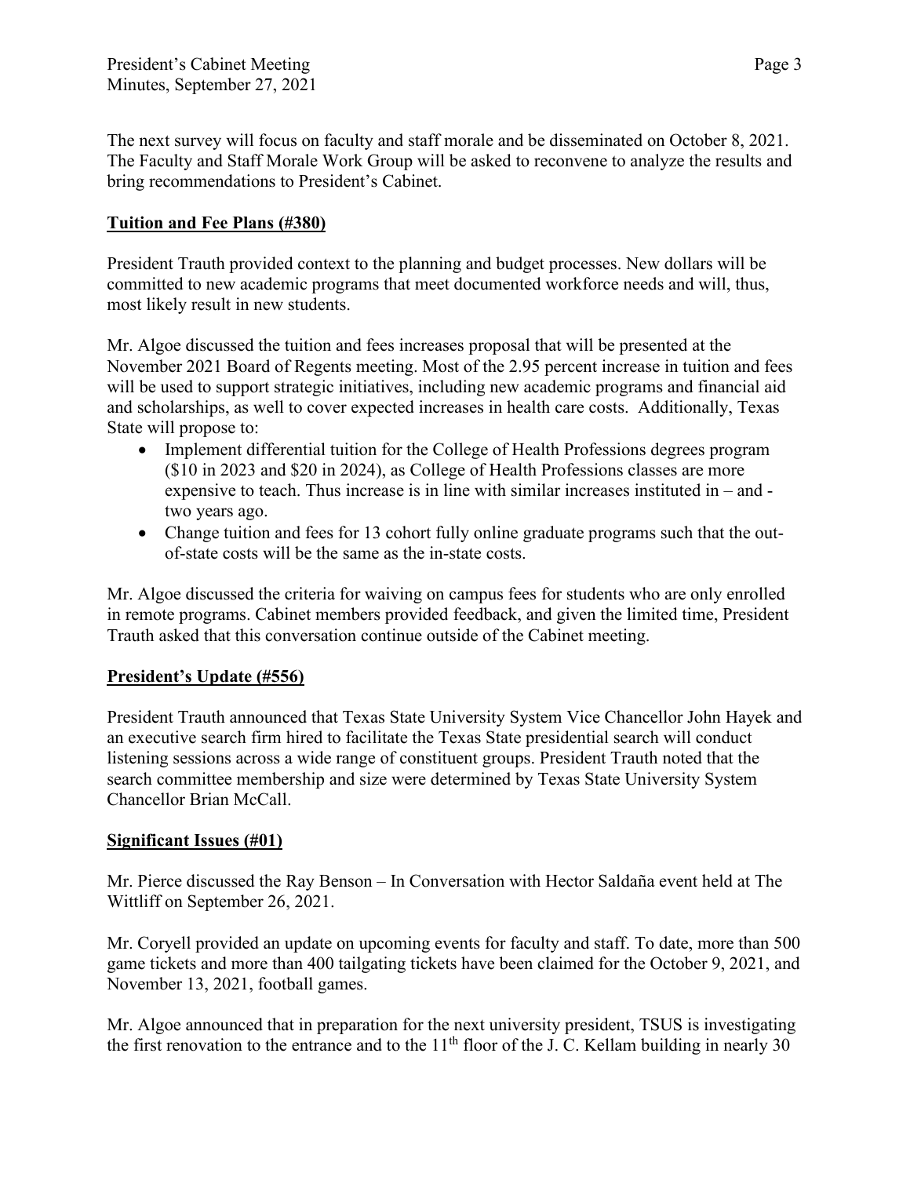The next survey will focus on faculty and staff morale and be disseminated on October 8, 2021. The Faculty and Staff Morale Work Group will be asked to reconvene to analyze the results and bring recommendations to President's Cabinet.

**Tuition and Fee Plans (#380)**

President Trauth provided context to the planning and budget processes. New dollars will be committed to new academic programs that meet documented workforce needs and will, thus, most likely result in new students.

Mr. Algoe discussed the tuition and fees increases proposal that will be presented at the November 2021 Board of Regents meeting. Most of the 2.95 percent increase in tuition and fees will be used to support strategic initiatives, including new academic programs and financial aid and scholarships, as well to cover expected increases in health care costs. Additionally, Texas State will propose to:

- Implement differential tuition for the College of Health Professions degrees program ($10 in 2023 and $20 in 2024), as College of Health Professions classes are more expensive to teach. Thus increase is in line with similar increases instituted in – and - two years ago.
- Change tuition and fees for 13 cohort fully online graduate programs such that the out-of-state costs will be the same as the in-state costs.

Mr. Algoe discussed the criteria for waiving on campus fees for students who are only enrolled in remote programs. Cabinet members provided feedback, and given the limited time, President Trauth asked that this conversation continue outside of the Cabinet meeting.

**President's Update (#556)**

President Trauth announced that Texas State University System Vice Chancellor John Hayek and an executive search firm hired to facilitate the Texas State presidential search will conduct listening sessions across a wide range of constituent groups. President Trauth noted that the search committee membership and size were determined by Texas State University System Chancellor Brian McCall.

**Significant Issues (#01)**

Mr. Pierce discussed the Ray Benson – In Conversation with Hector Saldaña event held at The Wittliff on September 26, 2021.

Mr. Coryell provided an update on upcoming events for faculty and staff. To date, more than 500 game tickets and more than 400 tailgating tickets have been claimed for the October 9, 2021, and November 13, 2021, football games.

Mr. Algoe announced that in preparation for the next university president, TSUS is investigating the first renovation to the entrance and to the 11th floor of the J. C. Kellam building in nearly 30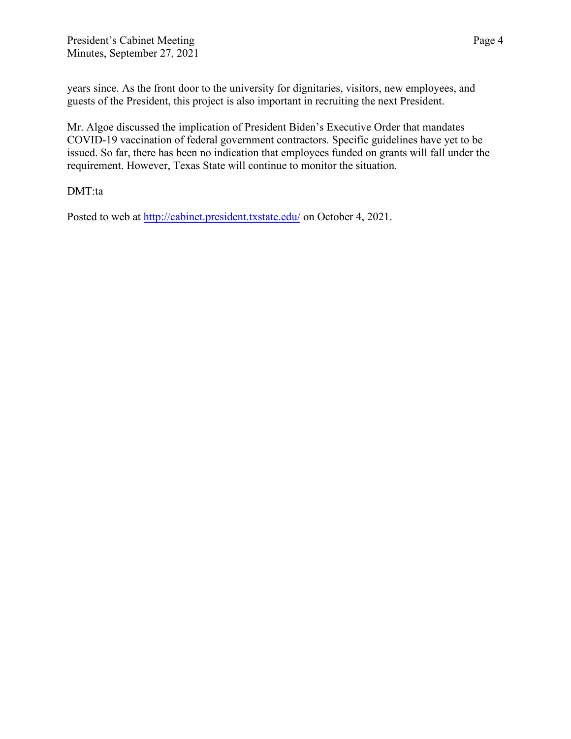years since. As the front door to the university for dignitaries, visitors, new employees, and guests of the President, this project is also important in recruiting the next President.

Mr. Algoe discussed the implication of President Biden's Executive Order that mandates COVID-19 vaccination of federal government contractors. Specific guidelines have yet to be issued. So far, there has been no indication that employees funded on grants will fall under the requirement. However, Texas State will continue to monitor the situation.

DMT:ta

Posted to web at [http://cabinet.president.txstate.edu/](http://cabinet.president.txstate.edu/) on October 4, 2021.